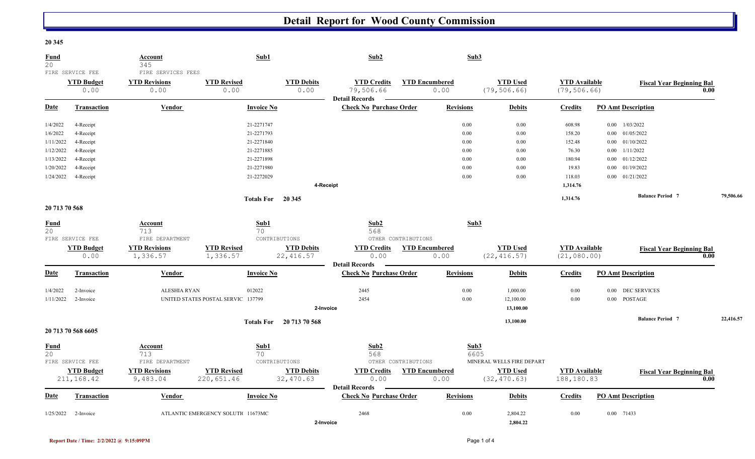# Detail Report for Wood County Commission

## 20 345

| Fund | Account | Sub1 | Sub2 | Sub3 |
|---|---|---|---|---|
| 20 | 345 | | | |
| FIRE SERVICE FEE | FIRE SERVICES FEES | | | |

| YTD Budget | YTD Revisions | YTD Revised | YTD Debits | YTD Credits | YTD Encumbered | YTD Used | YTD Available | Fiscal Year Beginning Bal |
|---|---|---|---|---|---|---|---|---|
| 0.00 | 0.00 | 0.00 | 0.00 | 79,506.66 | 0.00 | (79,506.66) | (79,506.66) | 0.00 |

**Detail Records**

| Date | Transaction | Vendor | Invoice No | Check No | Purchase Order | Revisions | Debits | Credits | PO Amt | Description |
|---|---|---|---|---|---|---|---|---|---|---|
| 1/4/2022 | 4-Receipt | | 21-2271747 | | | 0.00 | 0.00 | 608.98 | 0.00 | 1/03/2022 |
| 1/6/2022 | 4-Receipt | | 21-2271793 | | | 0.00 | 0.00 | 158.20 | 0.00 | 01/05/2022 |
| 1/11/2022 | 4-Receipt | | 21-2271840 | | | 0.00 | 0.00 | 152.48 | 0.00 | 01/10/2022 |
| 1/12/2022 | 4-Receipt | | 21-2271885 | | | 0.00 | 0.00 | 76.30 | 0.00 | 1/11/2022 |
| 1/13/2022 | 4-Receipt | | 21-2271898 | | | 0.00 | 0.00 | 180.94 | 0.00 | 01/12/2022 |
| 1/20/2022 | 4-Receipt | | 21-2271980 | | | 0.00 | 0.00 | 19.83 | 0.00 | 01/19/2022 |
| 1/24/2022 | 4-Receipt | | 21-2272029 | | | 0.00 | 0.00 | 118.03 | 0.00 | 01/21/2022 |
| | | | | 4-Receipt | | | | 1,314.76 | | |
| | | | Totals For 20 345 | | | | | 1,314.76 | | Balance Period 7: 79,506.66 |

## 20 713 70 568

| Fund | Account | Sub1 | Sub2 | Sub3 |
|---|---|---|---|---|
| 20 | 713 | 70 | 568 | |
| FIRE SERVICE FEE | FIRE DEPARTMENT | CONTRIBUTIONS | OTHER CONTRIBUTIONS | |

| YTD Budget | YTD Revisions | YTD Revised | YTD Debits | YTD Credits | YTD Encumbered | YTD Used | YTD Available | Fiscal Year Beginning Bal |
|---|---|---|---|---|---|---|---|---|
| 0.00 | 1,336.57 | 1,336.57 | 22,416.57 | 0.00 | 0.00 | (22,416.57) | (21,080.00) | 0.00 |

**Detail Records**

| Date | Transaction | Vendor | Invoice No | Check No | Purchase Order | Revisions | Debits | Credits | PO Amt | Description |
|---|---|---|---|---|---|---|---|---|---|---|
| 1/4/2022 | 2-Invoice | ALESHIA RYAN | 012022 | 2445 | | 0.00 | 1,000.00 | 0.00 | 0.00 | DEC SERVICES |
| 1/11/2022 | 2-Invoice | UNITED STATES POSTAL SERVIC | 137799 | 2454 | | 0.00 | 12,100.00 | 0.00 | 0.00 | POSTAGE |
| | | | | 2-Invoice | | | 13,100.00 | | | |
| | | | Totals For 20 713 70 568 | | | | 13,100.00 | | | Balance Period 7: 22,416.57 |

## 20 713 70 568 6605

| Fund | Account | Sub1 | Sub2 | Sub3 |
|---|---|---|---|---|
| 20 | 713 | 70 | 568 | 6605 |
| FIRE SERVICE FEE | FIRE DEPARTMENT | CONTRIBUTIONS | OTHER CONTRIBUTIONS | MINERAL WELLS FIRE DEPART |

| YTD Budget | YTD Revisions | YTD Revised | YTD Debits | YTD Credits | YTD Encumbered | YTD Used | YTD Available | Fiscal Year Beginning Bal |
|---|---|---|---|---|---|---|---|---|
| 211,168.42 | 9,483.04 | 220,651.46 | 32,470.63 | 0.00 | 0.00 | (32,470.63) | 188,180.83 | 0.00 |

**Detail Records**

| Date | Transaction | Vendor | Invoice No | Check No | Purchase Order | Revisions | Debits | Credits | PO Amt | Description |
|---|---|---|---|---|---|---|---|---|---|---|
| 1/25/2022 | 2-Invoice | ATLANTIC EMERGENCY SOLUTI | 11673MC | 2468 | | 0.00 | 2,804.22 | 0.00 | 0.00 | 71433 |
| | | | | 2-Invoice | | | 2,804.22 | | | |

Report Date / Time: 2/2/2022 @ 9:15:09PM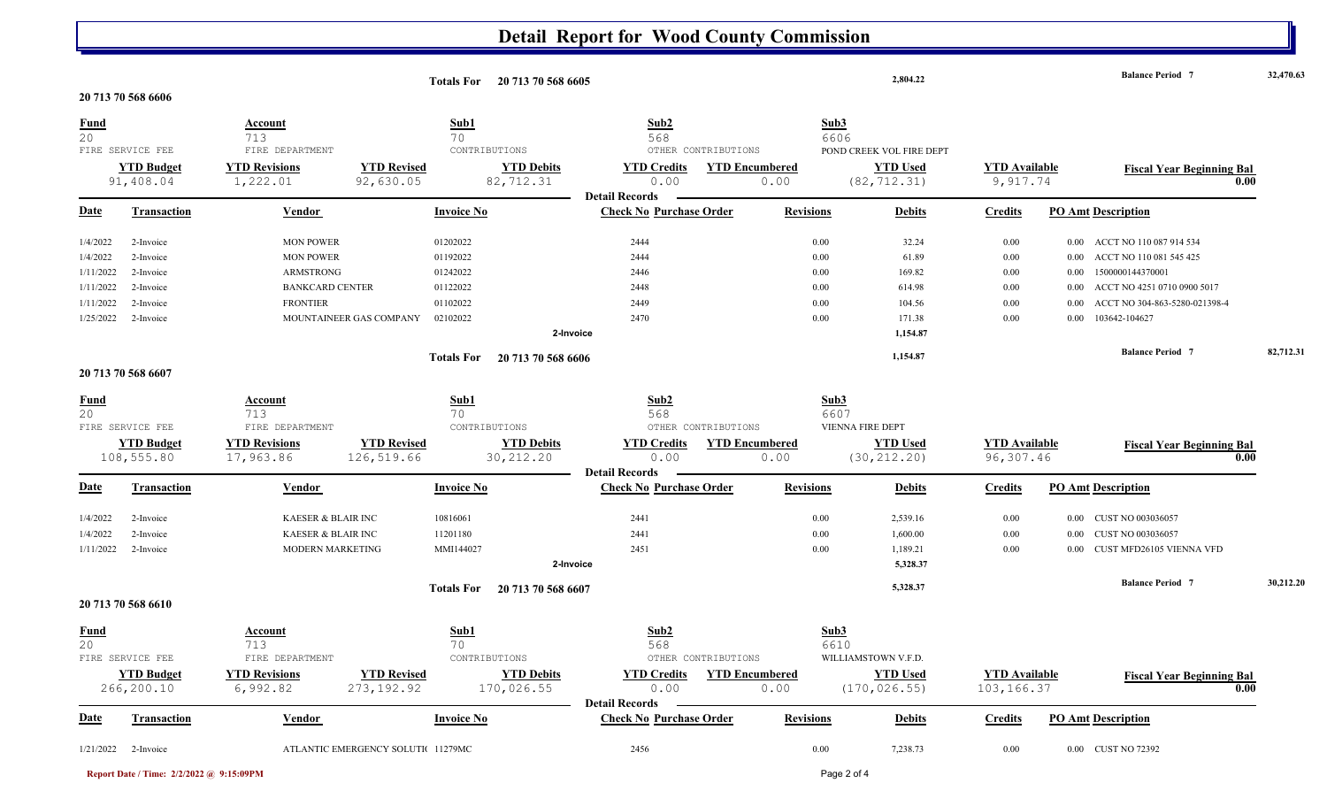# Detail Report for Wood County Commission

**Totals For 20 713 70 568 6605** — 2,804.22 — **Balance Period 7** 32,470.63

## 20 713 70 568 6606

| Fund | Account | Sub1 | Sub2 | Sub3 |
|---|---|---|---|---|
| 20 | 713 | 70 | 568 | 6606 |
| FIRE SERVICE FEE | FIRE DEPARTMENT | CONTRIBUTIONS | OTHER CONTRIBUTIONS | POND CREEK VOL FIRE DEPT |

| YTD Budget | YTD Revisions | YTD Revised | YTD Debits | YTD Credits | YTD Encumbered | YTD Used | YTD Available | Fiscal Year Beginning Bal |
|---|---|---|---|---|---|---|---|---|
| 91,408.04 | 1,222.01 | 92,630.05 | 82,712.31 | 0.00 | 0.00 | (82,712.31) | 9,917.74 | 0.00 |

**Detail Records**

| Date | Transaction | Vendor | Invoice No | Check No | Purchase Order | Revisions | Debits | Credits | PO Amt | Description |
|---|---|---|---|---|---|---|---|---|---|---|
| 1/4/2022 | 2-Invoice | MON POWER | 01202022 | 2444 | | 0.00 | 32.24 | 0.00 | 0.00 | ACCT NO 110 087 914 534 |
| 1/4/2022 | 2-Invoice | MON POWER | 01192022 | 2444 | | 0.00 | 61.89 | 0.00 | 0.00 | ACCT NO 110 081 545 425 |
| 1/11/2022 | 2-Invoice | ARMSTRONG | 01242022 | 2446 | | 0.00 | 169.82 | 0.00 | 0.00 | 1500000144370001 |
| 1/11/2022 | 2-Invoice | BANKCARD CENTER | 01122022 | 2448 | | 0.00 | 614.98 | 0.00 | 0.00 | ACCT NO 4251 0710 0900 5017 |
| 1/11/2022 | 2-Invoice | FRONTIER | 01102022 | 2449 | | 0.00 | 104.56 | 0.00 | 0.00 | ACCT NO 304-863-5280-021398-4 |
| 1/25/2022 | 2-Invoice | MOUNTAINEER GAS COMPANY | 02102022 | 2470 | | 0.00 | 171.38 | 0.00 | 0.00 | 103642-104627 |
| | **2-Invoice** | | | | | | **1,154.87** | | | |

**Totals For 20 713 70 568 6606** — 1,154.87 — **Balance Period 7** 82,712.31

## 20 713 70 568 6607

| Fund | Account | Sub1 | Sub2 | Sub3 |
|---|---|---|---|---|
| 20 | 713 | 70 | 568 | 6607 |
| FIRE SERVICE FEE | FIRE DEPARTMENT | CONTRIBUTIONS | OTHER CONTRIBUTIONS | VIENNA FIRE DEPT |

| YTD Budget | YTD Revisions | YTD Revised | YTD Debits | YTD Credits | YTD Encumbered | YTD Used | YTD Available | Fiscal Year Beginning Bal |
|---|---|---|---|---|---|---|---|---|
| 108,555.80 | 17,963.86 | 126,519.66 | 30,212.20 | 0.00 | 0.00 | (30,212.20) | 96,307.46 | 0.00 |

**Detail Records**

| Date | Transaction | Vendor | Invoice No | Check No | Purchase Order | Revisions | Debits | Credits | PO Amt | Description |
|---|---|---|---|---|---|---|---|---|---|---|
| 1/4/2022 | 2-Invoice | KAESER & BLAIR INC | 10816061 | 2441 | | 0.00 | 2,539.16 | 0.00 | 0.00 | CUST NO 003036057 |
| 1/4/2022 | 2-Invoice | KAESER & BLAIR INC | 11201180 | 2441 | | 0.00 | 1,600.00 | 0.00 | 0.00 | CUST NO 003036057 |
| 1/11/2022 | 2-Invoice | MODERN MARKETING | MMI144027 | 2451 | | 0.00 | 1,189.21 | 0.00 | 0.00 | CUST MFD26105 VIENNA VFD |
| | **2-Invoice** | | | | | | **5,328.37** | | | |

**Totals For 20 713 70 568 6607** — 5,328.37 — **Balance Period 7** 30,212.20

## 20 713 70 568 6610

| Fund | Account | Sub1 | Sub2 | Sub3 |
|---|---|---|---|---|
| 20 | 713 | 70 | 568 | 6610 |
| FIRE SERVICE FEE | FIRE DEPARTMENT | CONTRIBUTIONS | OTHER CONTRIBUTIONS | WILLIAMSTOWN V.F.D. |

| YTD Budget | YTD Revisions | YTD Revised | YTD Debits | YTD Credits | YTD Encumbered | YTD Used | YTD Available | Fiscal Year Beginning Bal |
|---|---|---|---|---|---|---|---|---|
| 266,200.10 | 6,992.82 | 273,192.92 | 170,026.55 | 0.00 | 0.00 | (170,026.55) | 103,166.37 | 0.00 |

**Detail Records**

| Date | Transaction | Vendor | Invoice No | Check No | Purchase Order | Revisions | Debits | Credits | PO Amt | Description |
|---|---|---|---|---|---|---|---|---|---|---|
| 1/21/2022 | 2-Invoice | ATLANTIC EMERGENCY SOLUTI( | 11279MC | 2456 | | 0.00 | 7,238.73 | 0.00 | 0.00 | CUST NO 72392 |

Report Date / Time: 2/2/2022 @ 9:15:09PM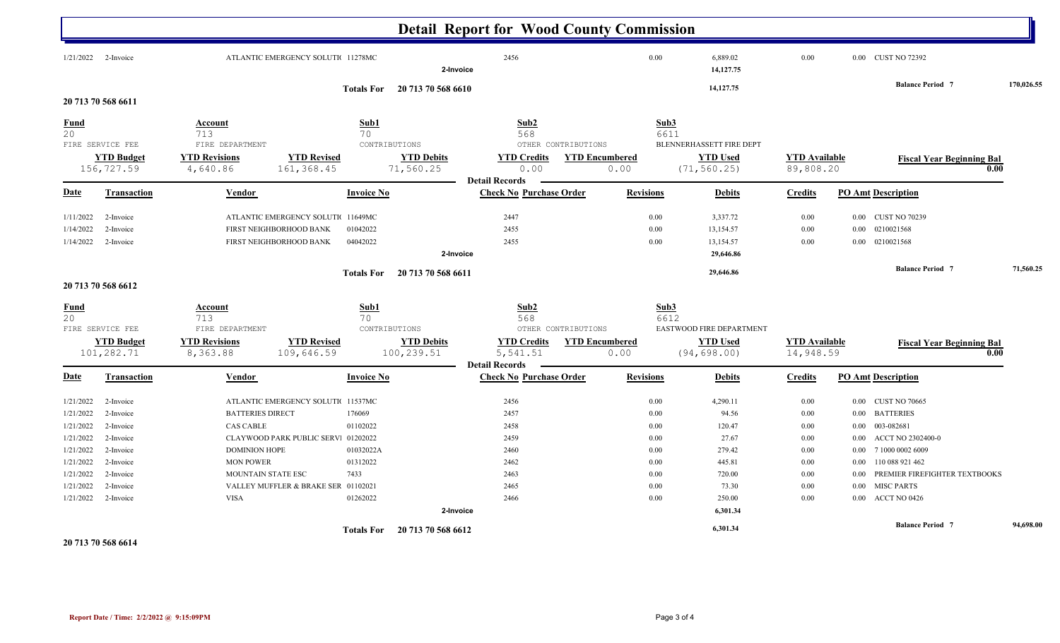# Detail Report for Wood County Commission

| Date | Transaction | Vendor | Invoice No | Check No | Purchase Order | Revisions | Debits | Credits | PO Amt | Description |
|---|---|---|---|---|---|---|---|---|---|---|
| 1/21/2022 | 2-Invoice | ATLANTIC EMERGENCY SOLUTI( | 11278MC | 2456 | | 0.00 | 6,889.02 | 0.00 | 0.00 | CUST NO 72392 |
| | | | 2-Invoice | | | | 14,127.75 | | | |

**Totals For 20 713 70 568 6610** — 14,127.75 — Balance Period 7: 170,026.55

## 20 713 70 568 6611

| Fund | Account | Sub1 | Sub2 | Sub3 |
|---|---|---|---|---|
| 20 | 713 | 70 | 568 | 6611 |
| FIRE SERVICE FEE | FIRE DEPARTMENT | CONTRIBUTIONS | OTHER CONTRIBUTIONS | BLENNERHASSETT FIRE DEPT |

| YTD Budget | YTD Revisions | YTD Revised | YTD Debits | YTD Credits | YTD Encumbered | YTD Used | YTD Available | Fiscal Year Beginning Bal |
|---|---|---|---|---|---|---|---|---|
| 156,727.59 | 4,640.86 | 161,368.45 | 71,560.25 | 0.00 | 0.00 | (71,560.25) | 89,808.20 | 0.00 |

**Detail Records**

| Date | Transaction | Vendor | Invoice No | Check No | Purchase Order | Revisions | Debits | Credits | PO Amt | Description |
|---|---|---|---|---|---|---|---|---|---|---|
| 1/11/2022 | 2-Invoice | ATLANTIC EMERGENCY SOLUTI( | 11649MC | 2447 | | 0.00 | 3,337.72 | 0.00 | 0.00 | CUST NO 70239 |
| 1/14/2022 | 2-Invoice | FIRST NEIGHBORHOOD BANK | 01042022 | 2455 | | 0.00 | 13,154.57 | 0.00 | 0.00 | 0210021568 |
| 1/14/2022 | 2-Invoice | FIRST NEIGHBORHOOD BANK | 04042022 | 2455 | | 0.00 | 13,154.57 | 0.00 | 0.00 | 0210021568 |
| | | | 2-Invoice | | | | 29,646.86 | | | |

**Totals For 20 713 70 568 6611** — 29,646.86 — Balance Period 7: 71,560.25

## 20 713 70 568 6612

| Fund | Account | Sub1 | Sub2 | Sub3 |
|---|---|---|---|---|
| 20 | 713 | 70 | 568 | 6612 |
| FIRE SERVICE FEE | FIRE DEPARTMENT | CONTRIBUTIONS | OTHER CONTRIBUTIONS | EASTWOOD FIRE DEPARTMENT |

| YTD Budget | YTD Revisions | YTD Revised | YTD Debits | YTD Credits | YTD Encumbered | YTD Used | YTD Available | Fiscal Year Beginning Bal |
|---|---|---|---|---|---|---|---|---|
| 101,282.71 | 8,363.88 | 109,646.59 | 100,239.51 | 5,541.51 | 0.00 | (94,698.00) | 14,948.59 | 0.00 |

**Detail Records**

| Date | Transaction | Vendor | Invoice No | Check No | Purchase Order | Revisions | Debits | Credits | PO Amt | Description |
|---|---|---|---|---|---|---|---|---|---|---|
| 1/21/2022 | 2-Invoice | ATLANTIC EMERGENCY SOLUTI( | 11537MC | 2456 | | 0.00 | 4,290.11 | 0.00 | 0.00 | CUST NO 70665 |
| 1/21/2022 | 2-Invoice | BATTERIES DIRECT | 176069 | 2457 | | 0.00 | 94.56 | 0.00 | 0.00 | BATTERIES |
| 1/21/2022 | 2-Invoice | CAS CABLE | 01102022 | 2458 | | 0.00 | 120.47 | 0.00 | 0.00 | 003-082681 |
| 1/21/2022 | 2-Invoice | CLAYWOOD PARK PUBLIC SERVI | 01202022 | 2459 | | 0.00 | 27.67 | 0.00 | 0.00 | ACCT NO 2302400-0 |
| 1/21/2022 | 2-Invoice | DOMINION HOPE | 01032022A | 2460 | | 0.00 | 279.42 | 0.00 | 0.00 | 7 1000 0002 6009 |
| 1/21/2022 | 2-Invoice | MON POWER | 01312022 | 2462 | | 0.00 | 445.81 | 0.00 | 0.00 | 110 088 921 462 |
| 1/21/2022 | 2-Invoice | MOUNTAIN STATE ESC | 7433 | 2463 | | 0.00 | 720.00 | 0.00 | 0.00 | PREMIER FIREFIGHTER TEXTBOOKS |
| 1/21/2022 | 2-Invoice | VALLEY MUFFLER & BRAKE SER | 01102021 | 2465 | | 0.00 | 73.30 | 0.00 | 0.00 | MISC PARTS |
| 1/21/2022 | 2-Invoice | VISA | 01262022 | 2466 | | 0.00 | 250.00 | 0.00 | 0.00 | ACCT NO 0426 |
| | | | 2-Invoice | | | | 6,301.34 | | | |

**Totals For 20 713 70 568 6612** — 6,301.34 — Balance Period 7: 94,698.00

## 20 713 70 568 6614

Report Date / Time: 2/2/2022 @ 9:15:09PM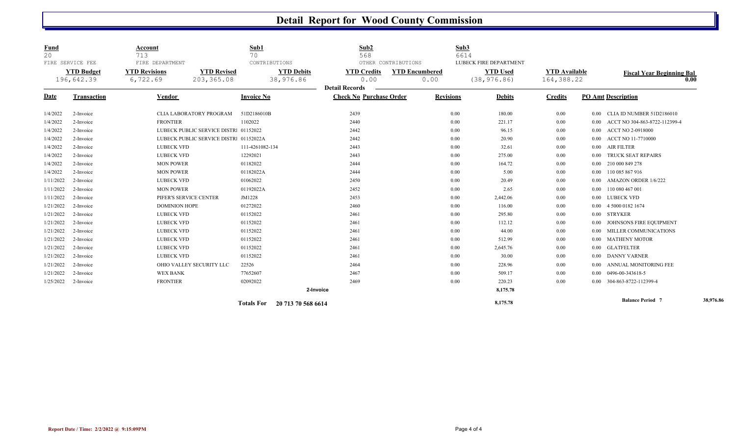# Detail Report for Wood County Commission

| Fund | Account | | Sub1 | Sub2 | | Sub3 | | |
|---|---|---|---|---|---|---|---|---|
| 20 | 713 | | 70 | 568 | | 6614 | | |
| FIRE SERVICE FEE | FIRE DEPARTMENT | | CONTRIBUTIONS | OTHER CONTRIBUTIONS | | LUBECK FIRE DEPARTMENT | | |
| **YTD Budget** | **YTD Revisions** | **YTD Revised** | **YTD Debits** | **YTD Credits** | **YTD Encumbered** | **YTD Used** | **YTD Available** | **Fiscal Year Beginning Bal** |
| 196,642.39 | 6,722.69 | 203,365.08 | 38,976.86 | 0.00 | 0.00 | (38,976.86) | 164,388.22 | 0.00 |

**Detail Records**

| Date | Transaction | Vendor | Invoice No | Check No | Purchase Order | Revisions | Debits | Credits | PO Amt | Description |
|---|---|---|---|---|---|---|---|---|---|---|
| 1/4/2022 | 2-Invoice | CLIA LABORATORY PROGRAM | 51D2186010B | 2439 | | 0.00 | 180.00 | 0.00 | 0.00 | CLIA ID NUMBER 51D2186010 |
| 1/4/2022 | 2-Invoice | FRONTIER | 1102022 | 2440 | | 0.00 | 221.17 | 0.00 | 0.00 | ACCT NO 304-863-8722-112399-4 |
| 1/4/2022 | 2-Invoice | LUBECK PUBLIC SERVICE DISTRI | 01152022 | 2442 | | 0.00 | 96.15 | 0.00 | 0.00 | ACCT NO 2-0918000 |
| 1/4/2022 | 2-Invoice | LUBECK PUBLIC SERVICE DISTRI | 01152022A | 2442 | | 0.00 | 20.90 | 0.00 | 0.00 | ACCT NO 11-7710000 |
| 1/4/2022 | 2-Invoice | LUBECK VFD | 111-4261082-134 | 2443 | | 0.00 | 32.61 | 0.00 | 0.00 | AIR FILTER |
| 1/4/2022 | 2-Invoice | LUBECK VFD | 12292021 | 2443 | | 0.00 | 275.00 | 0.00 | 0.00 | TRUCK SEAT REPAIRS |
| 1/4/2022 | 2-Invoice | MON POWER | 01182022 | 2444 | | 0.00 | 164.72 | 0.00 | 0.00 | 210 000 849 278 |
| 1/4/2022 | 2-Invoice | MON POWER | 01182022A | 2444 | | 0.00 | 5.00 | 0.00 | 0.00 | 110 085 867 916 |
| 1/11/2022 | 2-Invoice | LUBECK VFD | 01062022 | 2450 | | 0.00 | 20.49 | 0.00 | 0.00 | AMAZON ORDER 1/6/222 |
| 1/11/2022 | 2-Invoice | MON POWER | 01192022A | 2452 | | 0.00 | 2.65 | 0.00 | 0.00 | 110 080 467 001 |
| 1/11/2022 | 2-Invoice | PIFER'S SERVICE CENTER | JM1228 | 2453 | | 0.00 | 2,442.06 | 0.00 | 0.00 | LUBECK VFD |
| 1/21/2022 | 2-Invoice | DOMINION HOPE | 01272022 | 2460 | | 0.00 | 116.00 | 0.00 | 0.00 | 4 5000 0182 1674 |
| 1/21/2022 | 2-Invoice | LUBECK VFD | 01152022 | 2461 | | 0.00 | 295.80 | 0.00 | 0.00 | STRYKER |
| 1/21/2022 | 2-Invoice | LUBECK VFD | 01152022 | 2461 | | 0.00 | 112.12 | 0.00 | 0.00 | JOHNSONS FIRE EQUIPMENT |
| 1/21/2022 | 2-Invoice | LUBECK VFD | 01152022 | 2461 | | 0.00 | 44.00 | 0.00 | 0.00 | MILLER COMMUNICATIONS |
| 1/21/2022 | 2-Invoice | LUBECK VFD | 01152022 | 2461 | | 0.00 | 512.99 | 0.00 | 0.00 | MATHENY MOTOR |
| 1/21/2022 | 2-Invoice | LUBECK VFD | 01152022 | 2461 | | 0.00 | 2,645.76 | 0.00 | 0.00 | GLATFELTER |
| 1/21/2022 | 2-Invoice | LUBECK VFD | 01152022 | 2461 | | 0.00 | 30.00 | 0.00 | 0.00 | DANNY VARNER |
| 1/21/2022 | 2-Invoice | OHIO VALLEY SECURITY LLC | 22526 | 2464 | | 0.00 | 228.96 | 0.00 | 0.00 | ANNUAL MONITORING FEE |
| 1/21/2022 | 2-Invoice | WEX BANK | 77652607 | 2467 | | 0.00 | 509.17 | 0.00 | 0.00 | 0496-00-343618-5 |
| 1/25/2022 | 2-Invoice | FRONTIER | 02092022 | 2469 | | 0.00 | 220.23 | 0.00 | 0.00 | 304-863-8722-112399-4 |
| | | | **2-Invoice** | | | | **8,175.78** | | | |
| | | | **Totals For 20 713 70 568 6614** | | | | **8,175.78** | | | **Balance Period 7** 38,976.86 |

**Report Date / Time: 2/2/2022 @ 9:15:09PM**